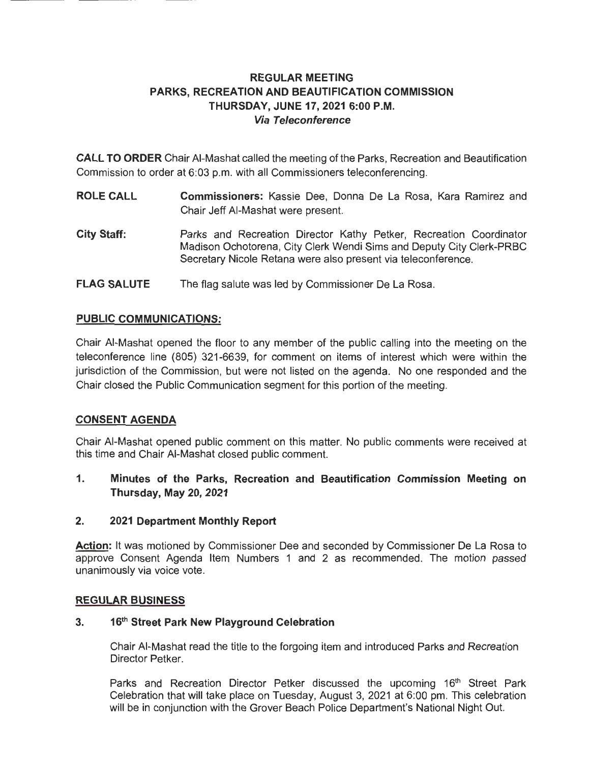# REGULAR MEETING
## PARKS, RECREATION AND BEAUTIFICATION COMMISSION
### THURSDAY, JUNE 17, 2021 6:00 P.M.
### *Via Teleconference*

**CALL TO ORDER** Chair Al-Mashat called the meeting of the Parks, Recreation and Beautification Commission to order at 6:03 p.m. with all Commissioners teleconferencing.

**ROLE CALL** **Commissioners:** Kassie Dee, Donna De La Rosa, Kara Ramirez and Chair Jeff Al-Mashat were present.

**City Staff:** Parks and Recreation Director Kathy Petker, Recreation Coordinator Madison Ochotorena, City Clerk Wendi Sims and Deputy City Clerk-PRBC Secretary Nicole Retana were also present via teleconference.

**FLAG SALUTE** The flag salute was led by Commissioner De La Rosa.

**PUBLIC COMMUNICATIONS:**

Chair Al-Mashat opened the floor to any member of the public calling into the meeting on the teleconference line (805) 321-6639, for comment on items of interest which were within the jurisdiction of the Commission, but were not listed on the agenda. No one responded and the Chair closed the Public Communication segment for this portion of the meeting.

**CONSENT AGENDA**

Chair Al-Mashat opened public comment on this matter. No public comments were received at this time and Chair Al-Mashat closed public comment.

1. **Minutes of the Parks, Recreation and Beautification Commission Meeting on Thursday, May 20, 2021**

2. **2021 Department Monthly Report**

**Action:** It was motioned by Commissioner Dee and seconded by Commissioner De La Rosa to approve Consent Agenda Item Numbers 1 and 2 as recommended. The motion passed unanimously via voice vote.

**REGULAR BUSINESS**

3. **16th Street Park New Playground Celebration**

   Chair Al-Mashat read the title to the forgoing item and introduced Parks and Recreation Director Petker.

   Parks and Recreation Director Petker discussed the upcoming 16th Street Park Celebration that will take place on Tuesday, August 3, 2021 at 6:00 pm. This celebration will be in conjunction with the Grover Beach Police Department's National Night Out.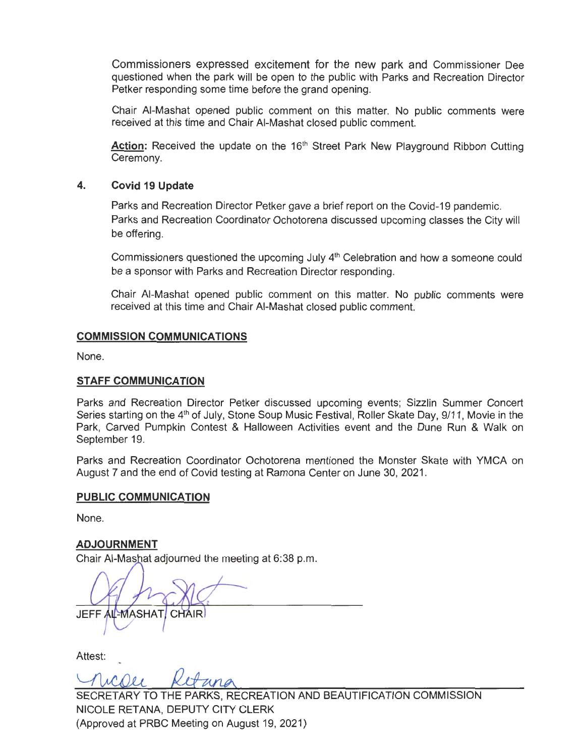Commissioners expressed excitement for the new park and Commissioner Dee questioned when the park will be open to the public with Parks and Recreation Director Petker responding some time before the grand opening.

Chair Al-Mashat opened public comment on this matter. No public comments were received at this time and Chair Al-Mashat closed public comment.

**Action:** Received the update on the 16th Street Park New Playground Ribbon Cutting Ceremony.

**4. Covid 19 Update**

Parks and Recreation Director Petker gave a brief report on the Covid-19 pandemic. Parks and Recreation Coordinator Ochotorena discussed upcoming classes the City will be offering.

Commissioners questioned the upcoming July 4th Celebration and how a someone could be a sponsor with Parks and Recreation Director responding.

Chair Al-Mashat opened public comment on this matter. No public comments were received at this time and Chair Al-Mashat closed public comment.

**COMMISSION COMMUNICATIONS**

None.

**STAFF COMMUNICATION**

Parks and Recreation Director Petker discussed upcoming events; Sizzlin Summer Concert Series starting on the 4th of July, Stone Soup Music Festival, Roller Skate Day, 9/11, Movie in the Park, Carved Pumpkin Contest & Halloween Activities event and the Dune Run & Walk on September 19.

Parks and Recreation Coordinator Ochotorena mentioned the Monster Skate with YMCA on August 7 and the end of Covid testing at Ramona Center on June 30, 2021.

**PUBLIC COMMUNICATION**

None.

**ADJOURNMENT**

Chair Al-Mashat adjourned the meeting at 6:38 p.m.

JEFF AL-MASHAT, CHAIR

Attest:

SECRETARY TO THE PARKS, RECREATION AND BEAUTIFICATION COMMISSION
NICOLE RETANA, DEPUTY CITY CLERK
(Approved at PRBC Meeting on August 19, 2021)